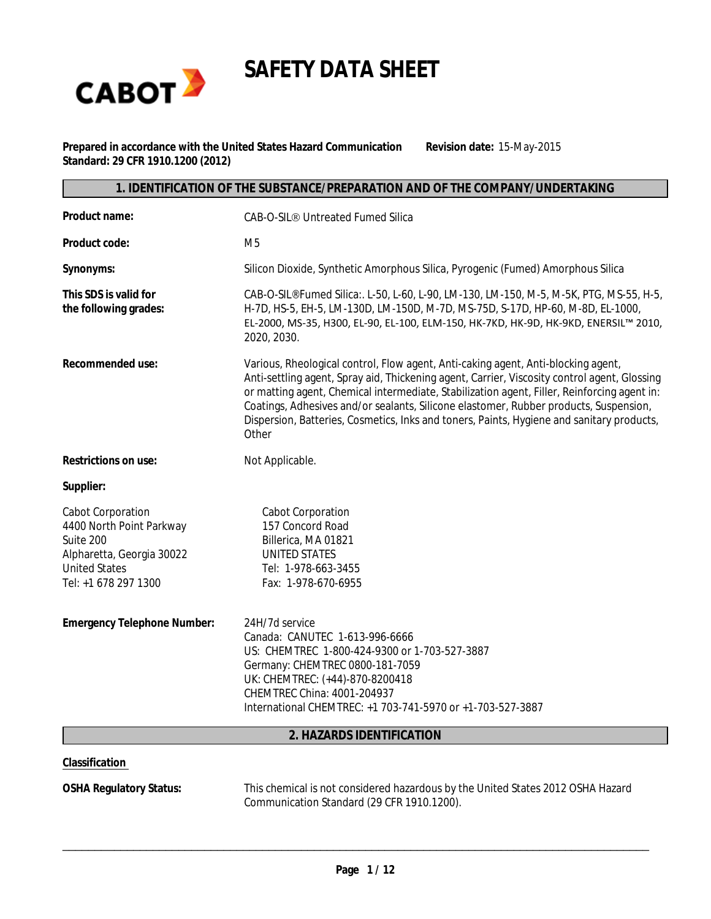# SAFETY DATA SHEET

**Prepared in accordance with the United States Hazard Communication Standard: 29 CFR 1910.1200 (2012)**

**Revision date:** 15-May-2015

## 1. IDENTIFICATION OF THE SUBSTANCE/PREPARATION AND OF THE COMPANY/UNDERTAKING

**Product name:** CAB-O-SIL® Untreated Fumed Silica

**Product code:** M5

**Synonyms:** Silicon Dioxide, Synthetic Amorphous Silica, Pyrogenic (Fumed) Amorphous Silica

**This SDS is valid for the following grades:** CAB-O-SIL®Fumed Silica:. L-50, L-60, L-90, LM-130, LM-150, M-5, M-5K, PTG, MS-55, H-5, H-7D, HS-5, EH-5, LM-130D, LM-150D, M-7D, MS-75D, S-17D, HP-60, M-8D, EL-1000, EL-2000, MS-35, H300, EL-90, EL-100, ELM-150, HK-7KD, HK-9D, HK-9KD, ENERSIL™ 2010, 2020, 2030.

**Recommended use:** Various, Rheological control, Flow agent, Anti-caking agent, Anti-blocking agent, Anti-settling agent, Spray aid, Thickening agent, Carrier, Viscosity control agent, Glossing or matting agent, Chemical intermediate, Stabilization agent, Filler, Reinforcing agent in: Coatings, Adhesives and/or sealants, Silicone elastomer, Rubber products, Suspension, Dispersion, Batteries, Cosmetics, Inks and toners, Paints, Hygiene and sanitary products, Other

**Restrictions on use:** Not Applicable.

**Supplier:**

Cabot Corporation
4400 North Point Parkway
Suite 200
Alpharetta, Georgia 30022
United States
Tel: +1 678 297 1300

Cabot Corporation
157 Concord Road
Billerica, MA 01821
UNITED STATES
Tel: 1-978-663-3455
Fax: 1-978-670-6955

**Emergency Telephone Number:**
24H/7d service
Canada: CANUTEC 1-613-996-6666
US: CHEMTREC 1-800-424-9300 or 1-703-527-3887
Germany: CHEMTREC 0800-181-7059
UK: CHEMTREC: (+44)-870-8200418
CHEMTREC China: 4001-204937
International CHEMTREC: +1 703-741-5970 or +1-703-527-3887

## 2. HAZARDS IDENTIFICATION

**Classification**

**OSHA Regulatory Status:** This chemical is not considered hazardous by the United States 2012 OSHA Hazard Communication Standard (29 CFR 1910.1200).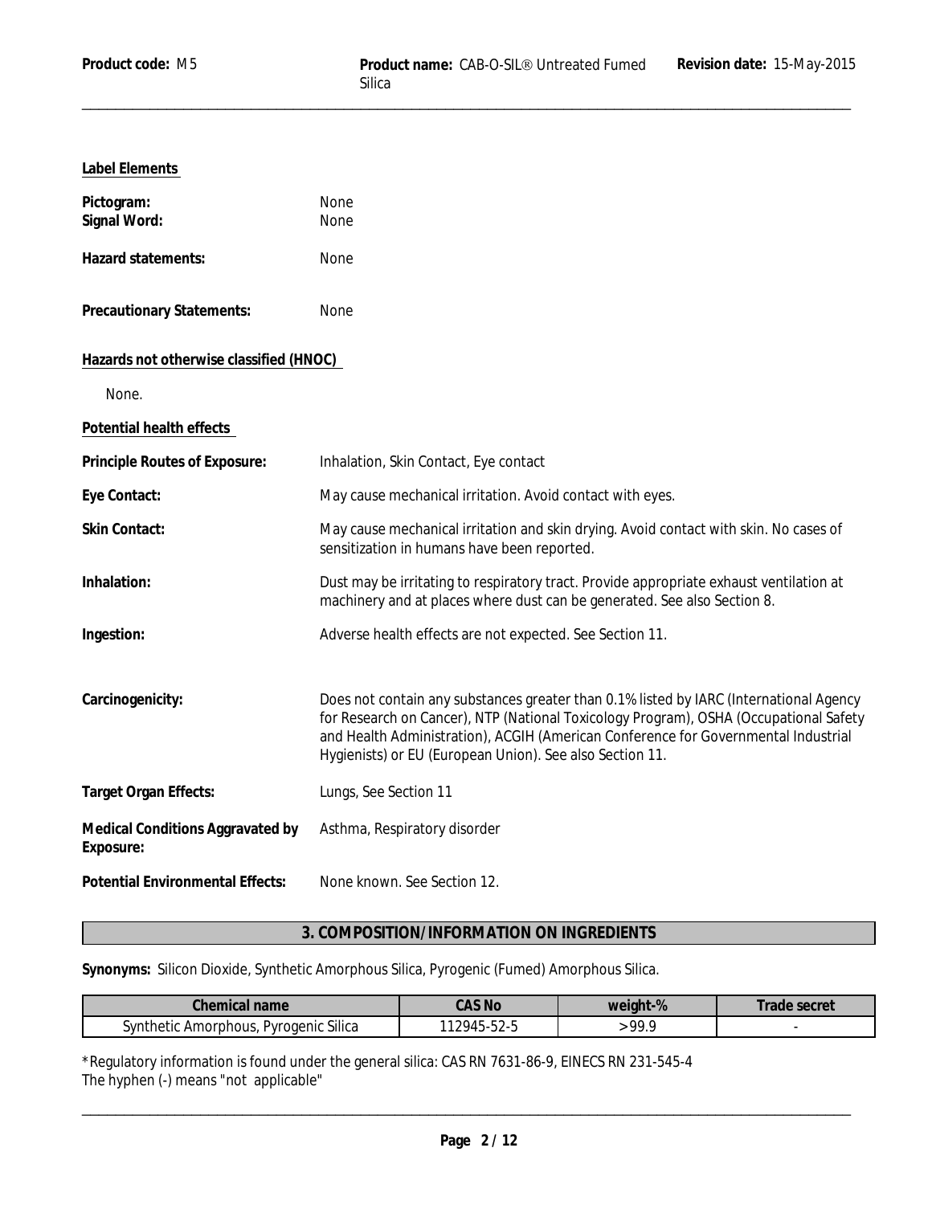**Label Elements**

**Pictogram:** None
**Signal Word:** None

**Hazard statements:** None

**Precautionary Statements:** None

**Hazards not otherwise classified (HNOC)**

None.

**Potential health effects**

**Principle Routes of Exposure:** Inhalation, Skin Contact, Eye contact

**Eye Contact:** May cause mechanical irritation. Avoid contact with eyes.

**Skin Contact:** May cause mechanical irritation and skin drying. Avoid contact with skin. No cases of sensitization in humans have been reported.

**Inhalation:** Dust may be irritating to respiratory tract. Provide appropriate exhaust ventilation at machinery and at places where dust can be generated. See also Section 8.

**Ingestion:** Adverse health effects are not expected. See Section 11.

**Carcinogenicity:** Does not contain any substances greater than 0.1% listed by IARC (International Agency for Research on Cancer), NTP (National Toxicology Program), OSHA (Occupational Safety and Health Administration), ACGIH (American Conference for Governmental Industrial Hygienists) or EU (European Union). See also Section 11.

**Target Organ Effects:** Lungs, See Section 11

**Medical Conditions Aggravated by Exposure:** Asthma, Respiratory disorder

**Potential Environmental Effects:** None known. See Section 12.

## 3. COMPOSITION/INFORMATION ON INGREDIENTS

**Synonyms:** Silicon Dioxide, Synthetic Amorphous Silica, Pyrogenic (Fumed) Amorphous Silica.

| Chemical name | CAS No | weight-% | Trade secret |
|---|---|---|---|
| Synthetic Amorphous, Pyrogenic Silica | 112945-52-5 | >99.9 | - |

*Regulatory information is found under the general silica: CAS RN 7631-86-9, EINECS RN 231-545-4
The hyphen (-) means "not applicable"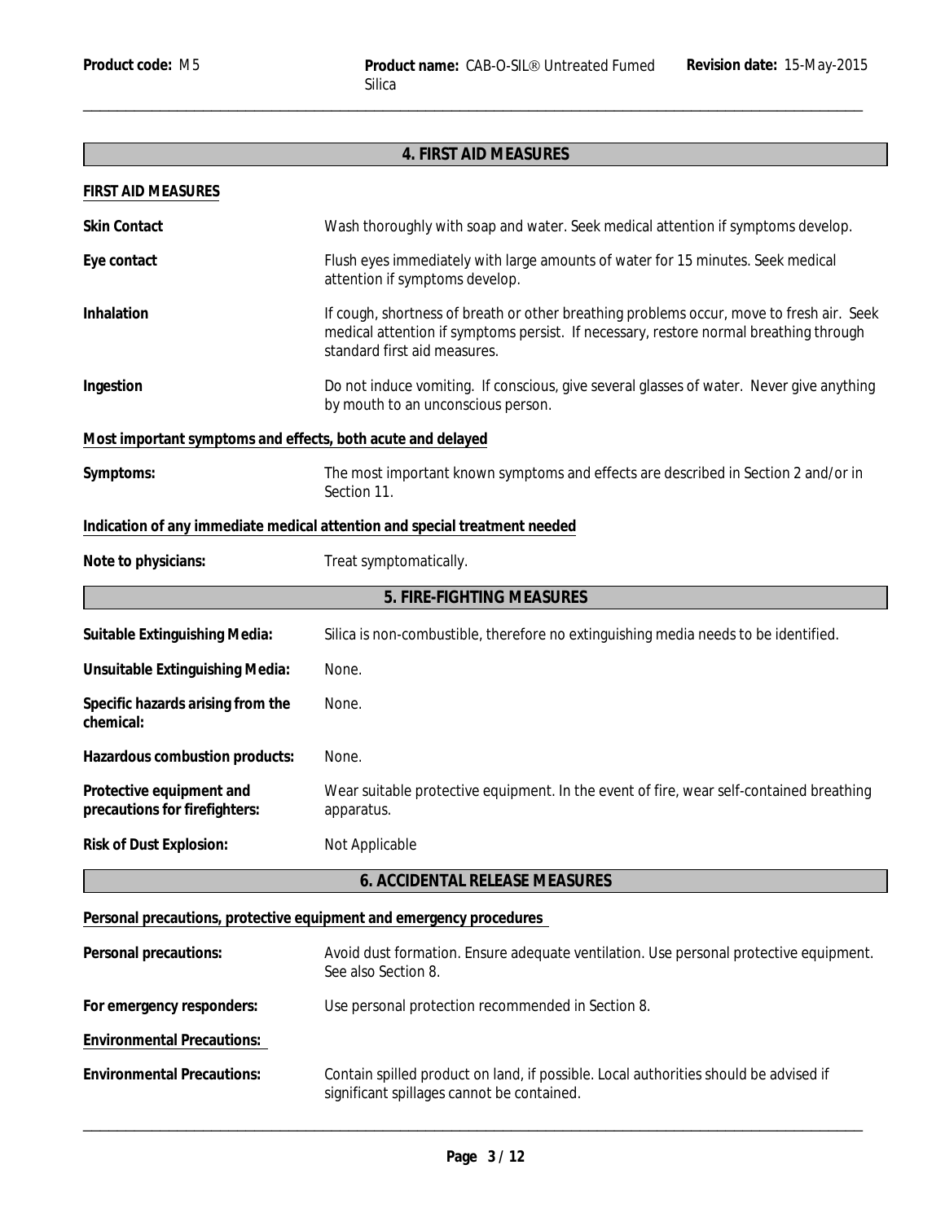## 4. FIRST AID MEASURES

**FIRST AID MEASURES**

**Skin Contact** Wash thoroughly with soap and water. Seek medical attention if symptoms develop.

**Eye contact** Flush eyes immediately with large amounts of water for 15 minutes. Seek medical attention if symptoms develop.

**Inhalation** If cough, shortness of breath or other breathing problems occur, move to fresh air. Seek medical attention if symptoms persist. If necessary, restore normal breathing through standard first aid measures.

**Ingestion** Do not induce vomiting. If conscious, give several glasses of water. Never give anything by mouth to an unconscious person.

**Most important symptoms and effects, both acute and delayed**

**Symptoms:** The most important known symptoms and effects are described in Section 2 and/or in Section 11.

**Indication of any immediate medical attention and special treatment needed**

**Note to physicians:** Treat symptomatically.

## 5. FIRE-FIGHTING MEASURES

**Suitable Extinguishing Media:** Silica is non-combustible, therefore no extinguishing media needs to be identified.

**Unsuitable Extinguishing Media:** None.

**Specific hazards arising from the chemical:** None.

**Hazardous combustion products:** None.

**Protective equipment and precautions for firefighters:** Wear suitable protective equipment. In the event of fire, wear self-contained breathing apparatus.

**Risk of Dust Explosion:** Not Applicable

## 6. ACCIDENTAL RELEASE MEASURES

**Personal precautions, protective equipment and emergency procedures**

**Personal precautions:** Avoid dust formation. Ensure adequate ventilation. Use personal protective equipment. See also Section 8.

**For emergency responders:** Use personal protection recommended in Section 8.

**Environmental Precautions:**

**Environmental Precautions:** Contain spilled product on land, if possible. Local authorities should be advised if significant spillages cannot be contained.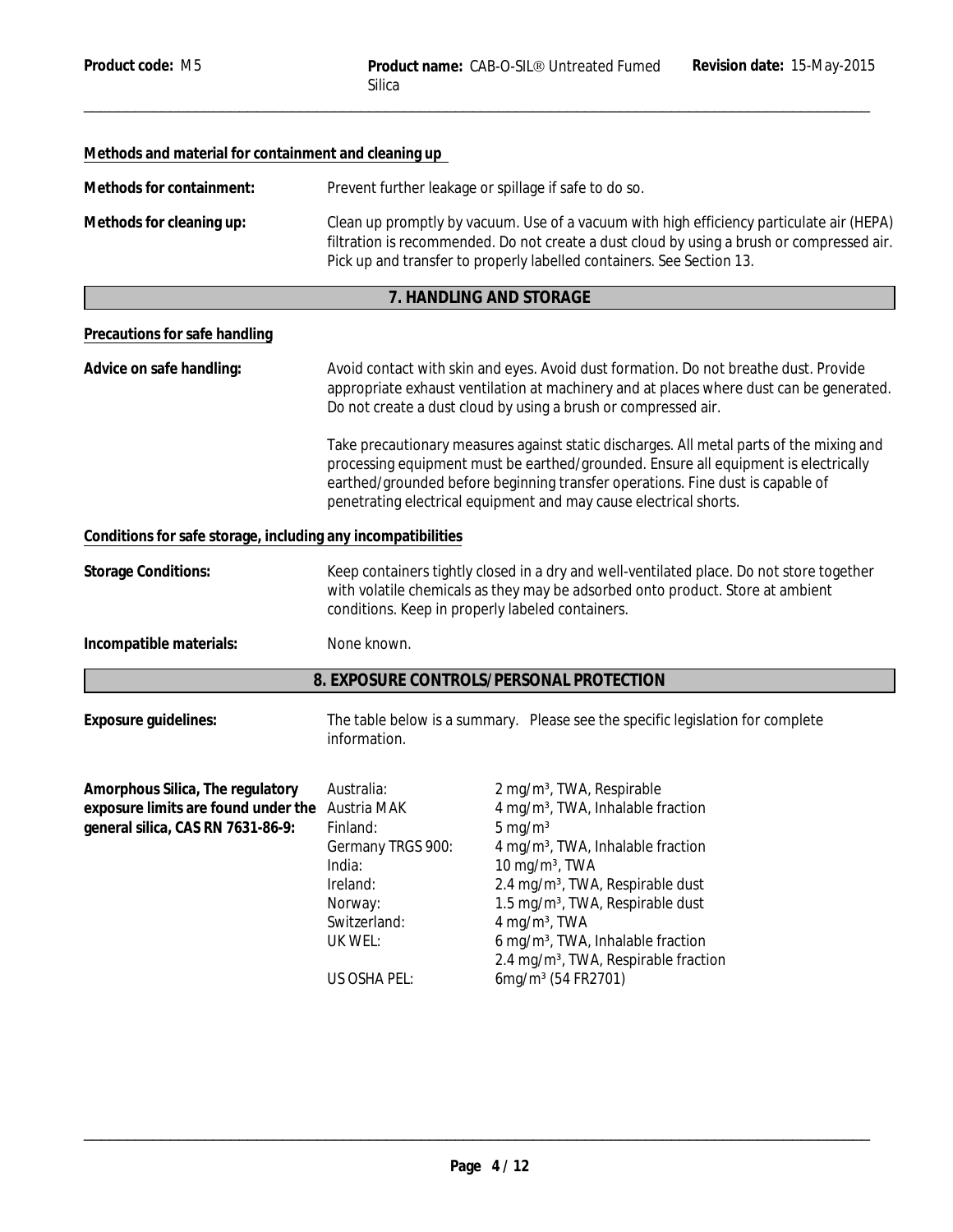**Methods and material for containment and cleaning up**

**Methods for containment:** Prevent further leakage or spillage if safe to do so.

**Methods for cleaning up:** Clean up promptly by vacuum. Use of a vacuum with high efficiency particulate air (HEPA) filtration is recommended. Do not create a dust cloud by using a brush or compressed air. Pick up and transfer to properly labelled containers. See Section 13.

## 7. HANDLING AND STORAGE

**Precautions for safe handling**

**Advice on safe handling:** Avoid contact with skin and eyes. Avoid dust formation. Do not breathe dust. Provide appropriate exhaust ventilation at machinery and at places where dust can be generated. Do not create a dust cloud by using a brush or compressed air.

Take precautionary measures against static discharges. All metal parts of the mixing and processing equipment must be earthed/grounded. Ensure all equipment is electrically earthed/grounded before beginning transfer operations. Fine dust is capable of penetrating electrical equipment and may cause electrical shorts.

**Conditions for safe storage, including any incompatibilities**

**Storage Conditions:** Keep containers tightly closed in a dry and well-ventilated place. Do not store together with volatile chemicals as they may be adsorbed onto product. Store at ambient conditions. Keep in properly labeled containers.

**Incompatible materials:** None known.

## 8. EXPOSURE CONTROLS/PERSONAL PROTECTION

**Exposure guidelines:** The table below is a summary. Please see the specific legislation for complete information.

| **Amorphous Silica, The regulatory exposure limits are found under the general silica, CAS RN 7631-86-9:** | | |
|---|---|---|
| | Australia: | 2 mg/m³, TWA, Respirable |
| | Austria MAK | 4 mg/m³, TWA, Inhalable fraction |
| | Finland: | 5 mg/m³ |
| | Germany TRGS 900: | 4 mg/m³, TWA, Inhalable fraction |
| | India: | 10 mg/m³, TWA |
| | Ireland: | 2.4 mg/m³, TWA, Respirable dust |
| | Norway: | 1.5 mg/m³, TWA, Respirable dust |
| | Switzerland: | 4 mg/m³, TWA |
| | UK WEL: | 6 mg/m³, TWA, Inhalable fraction<br>2.4 mg/m³, TWA, Respirable fraction |
| | US OSHA PEL: | 6mg/m³ (54 FR2701) |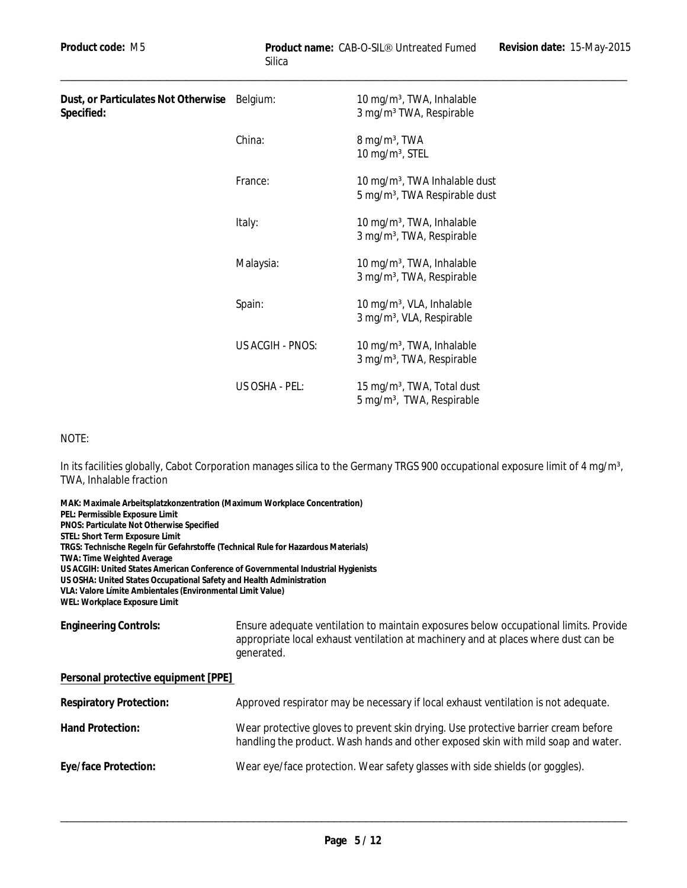| Dust, or Particulates Not Otherwise Specified: | Belgium: | 10 mg/m³, TWA, Inhalable<br>3 mg/m³ TWA, Respirable |
|---|---|---|
| | China: | 8 mg/m³, TWA<br>10 mg/m³, STEL |
| | France: | 10 mg/m³, TWA Inhalable dust<br>5 mg/m³, TWA Respirable dust |
| | Italy: | 10 mg/m³, TWA, Inhalable<br>3 mg/m³, TWA, Respirable |
| | Malaysia: | 10 mg/m³, TWA, Inhalable<br>3 mg/m³, TWA, Respirable |
| | Spain: | 10 mg/m³, VLA, Inhalable<br>3 mg/m³, VLA, Respirable |
| | US ACGIH - PNOS: | 10 mg/m³, TWA, Inhalable<br>3 mg/m³, TWA, Respirable |
| | US OSHA - PEL: | 15 mg/m³, TWA, Total dust<br>5 mg/m³, TWA, Respirable |

NOTE:

In its facilities globally, Cabot Corporation manages silica to the Germany TRGS 900 occupational exposure limit of 4 mg/m³, TWA, Inhalable fraction

**MAK: Maximale Arbeitsplatzkonzentration (Maximum Workplace Concentration)**
**PEL: Permissible Exposure Limit**
**PNOS: Particulate Not Otherwise Specified**
**STEL: Short Term Exposure Limit**
**TRGS: Technische Regeln für Gefahrstoffe (Technical Rule for Hazardous Materials)**
**TWA: Time Weighted Average**
**US ACGIH: United States American Conference of Governmental Industrial Hygienists**
**US OSHA: United States Occupational Safety and Health Administration**
**VLA: Valore Límite Ambientales (Environmental Limit Value)**
**WEL: Workplace Exposure Limit**

**Engineering Controls:** Ensure adequate ventilation to maintain exposures below occupational limits. Provide appropriate local exhaust ventilation at machinery and at places where dust can be generated.

**Personal protective equipment [PPE]**

**Respiratory Protection:** Approved respirator may be necessary if local exhaust ventilation is not adequate.

**Hand Protection:** Wear protective gloves to prevent skin drying. Use protective barrier cream before handling the product. Wash hands and other exposed skin with mild soap and water.

**Eye/face Protection:** Wear eye/face protection. Wear safety glasses with side shields (or goggles).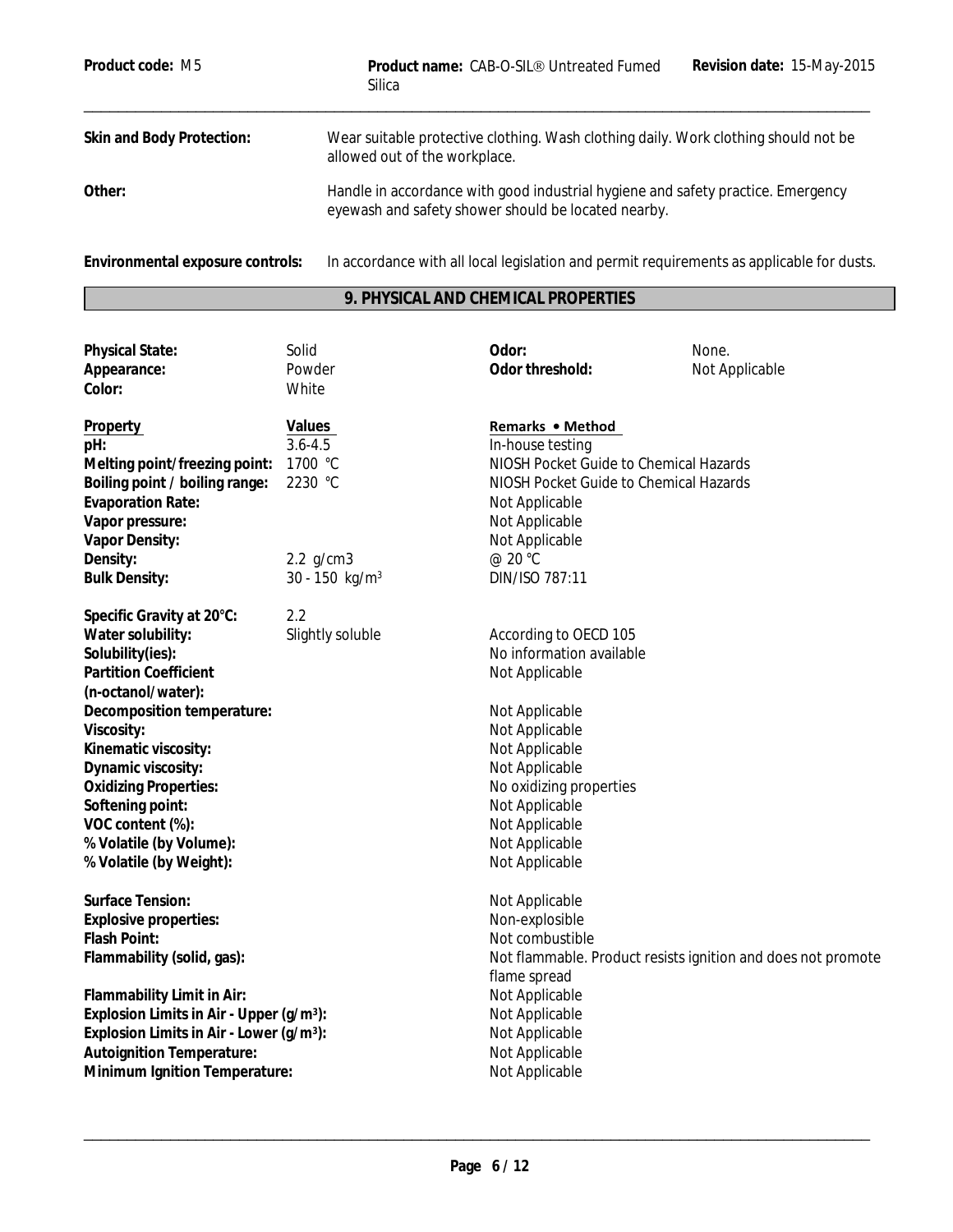**Skin and Body Protection:** Wear suitable protective clothing. Wash clothing daily. Work clothing should not be allowed out of the workplace.

**Other:** Handle in accordance with good industrial hygiene and safety practice. Emergency eyewash and safety shower should be located nearby.

**Environmental exposure controls:** In accordance with all local legislation and permit requirements as applicable for dusts.

## 9. PHYSICAL AND CHEMICAL PROPERTIES

| | | | |
|---|---|---|---|
| **Physical State:** | Solid | **Odor:** | None. |
| **Appearance:** | Powder | **Odor threshold:** | Not Applicable |
| **Color:** | White | | |

| Property | Values | Remarks • Method |
|---|---|---|
| **pH:** | 3.6-4.5 | In-house testing |
| **Melting point/freezing point:** | 1700 °C | NIOSH Pocket Guide to Chemical Hazards |
| **Boiling point / boiling range:** | 2230 °C | NIOSH Pocket Guide to Chemical Hazards |
| **Evaporation Rate:** | | Not Applicable |
| **Vapor pressure:** | | Not Applicable |
| **Vapor Density:** | | Not Applicable |
| **Density:** | 2.2 g/cm3 | @ 20 °C |
| **Bulk Density:** | 30 - 150 kg/m$^3$ | DIN/ISO 787:11 |
| **Specific Gravity at 20°C:** | 2.2 | |
| **Water solubility:** | Slightly soluble | According to OECD 105 |
| **Solubility(ies):** | | No information available |
| **Partition Coefficient (n-octanol/water):** | | Not Applicable |
| **Decomposition temperature:** | | Not Applicable |
| **Viscosity:** | | Not Applicable |
| **Kinematic viscosity:** | | Not Applicable |
| **Dynamic viscosity:** | | Not Applicable |
| **Oxidizing Properties:** | | No oxidizing properties |
| **Softening point:** | | Not Applicable |
| **VOC content (%):** | | Not Applicable |
| **% Volatile (by Volume):** | | Not Applicable |
| **% Volatile (by Weight):** | | Not Applicable |
| **Surface Tension:** | | Not Applicable |
| **Explosive properties:** | | Non-explosible |
| **Flash Point:** | | Not combustible |
| **Flammability (solid, gas):** | | Not flammable. Product resists ignition and does not promote flame spread |
| **Flammability Limit in Air:** | | Not Applicable |
| **Explosion Limits in Air - Upper (g/m$^3$):** | | Not Applicable |
| **Explosion Limits in Air - Lower (g/m$^3$):** | | Not Applicable |
| **Autoignition Temperature:** | | Not Applicable |
| **Minimum Ignition Temperature:** | | Not Applicable |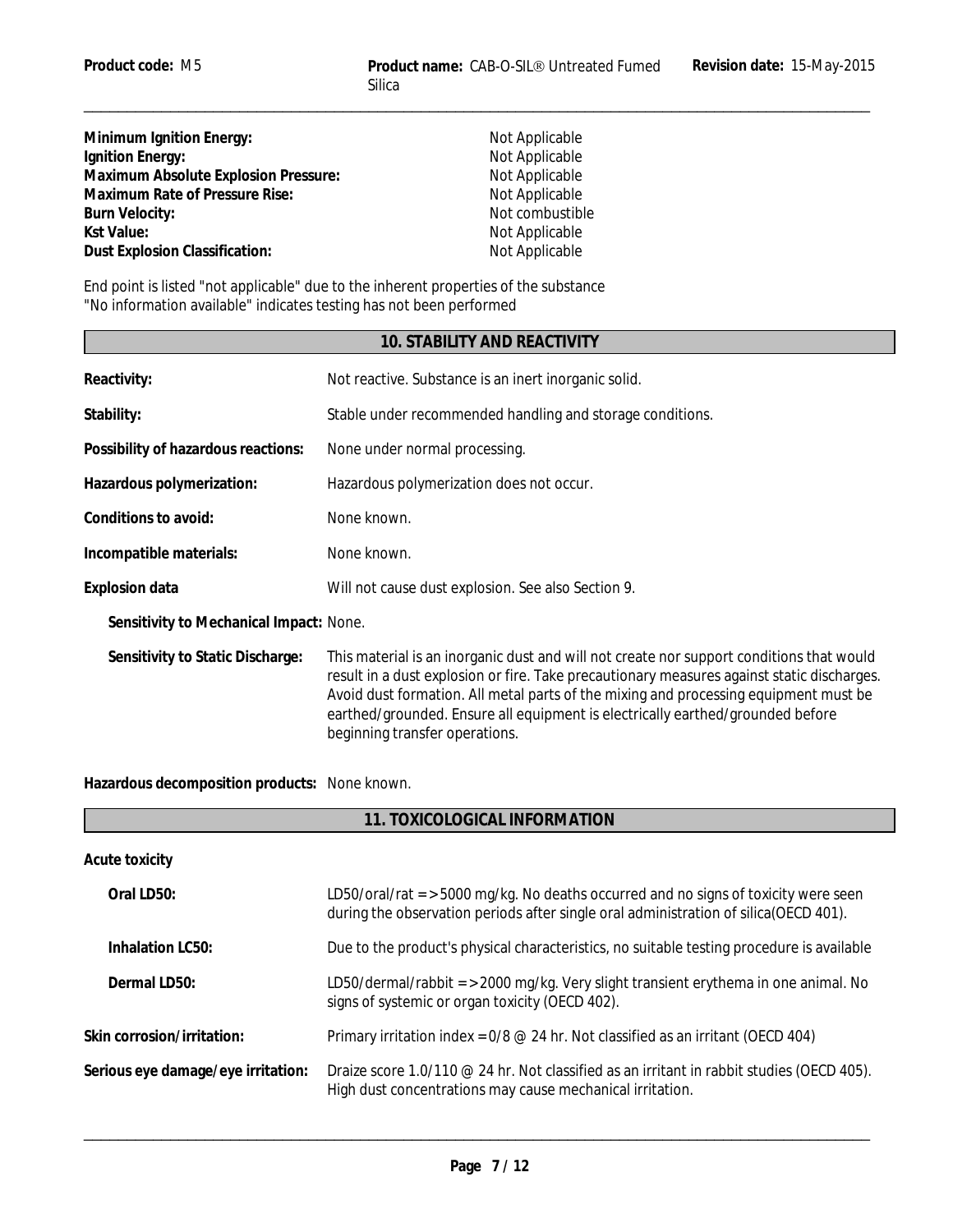| | |
|---|---|
| **Minimum Ignition Energy:** | Not Applicable |
| **Ignition Energy:** | Not Applicable |
| **Maximum Absolute Explosion Pressure:** | Not Applicable |
| **Maximum Rate of Pressure Rise:** | Not Applicable |
| **Burn Velocity:** | Not combustible |
| **Kst Value:** | Not Applicable |
| **Dust Explosion Classification:** | Not Applicable |

End point is listed "not applicable" due to the inherent properties of the substance
"No information available" indicates testing has not been performed

## 10. STABILITY AND REACTIVITY

**Reactivity:** Not reactive. Substance is an inert inorganic solid.

**Stability:** Stable under recommended handling and storage conditions.

**Possibility of hazardous reactions:** None under normal processing.

**Hazardous polymerization:** Hazardous polymerization does not occur.

**Conditions to avoid:** None known.

**Incompatible materials:** None known.

**Explosion data** Will not cause dust explosion. See also Section 9.

**Sensitivity to Mechanical Impact:** None.

**Sensitivity to Static Discharge:** This material is an inorganic dust and will not create nor support conditions that would result in a dust explosion or fire. Take precautionary measures against static discharges. Avoid dust formation. All metal parts of the mixing and processing equipment must be earthed/grounded. Ensure all equipment is electrically earthed/grounded before beginning transfer operations.

**Hazardous decomposition products:** None known.

## 11. TOXICOLOGICAL INFORMATION

**Acute toxicity**

**Oral LD50:** LD50/oral/rat = >5000 mg/kg. No deaths occurred and no signs of toxicity were seen during the observation periods after single oral administration of silica(OECD 401).

**Inhalation LC50:** Due to the product's physical characteristics, no suitable testing procedure is available

**Dermal LD50:** LD50/dermal/rabbit = >2000 mg/kg. Very slight transient erythema in one animal. No signs of systemic or organ toxicity (OECD 402).

**Skin corrosion/irritation:** Primary irritation index = 0/8 @ 24 hr. Not classified as an irritant (OECD 404)

**Serious eye damage/eye irritation:** Draize score 1.0/110 @ 24 hr. Not classified as an irritant in rabbit studies (OECD 405). High dust concentrations may cause mechanical irritation.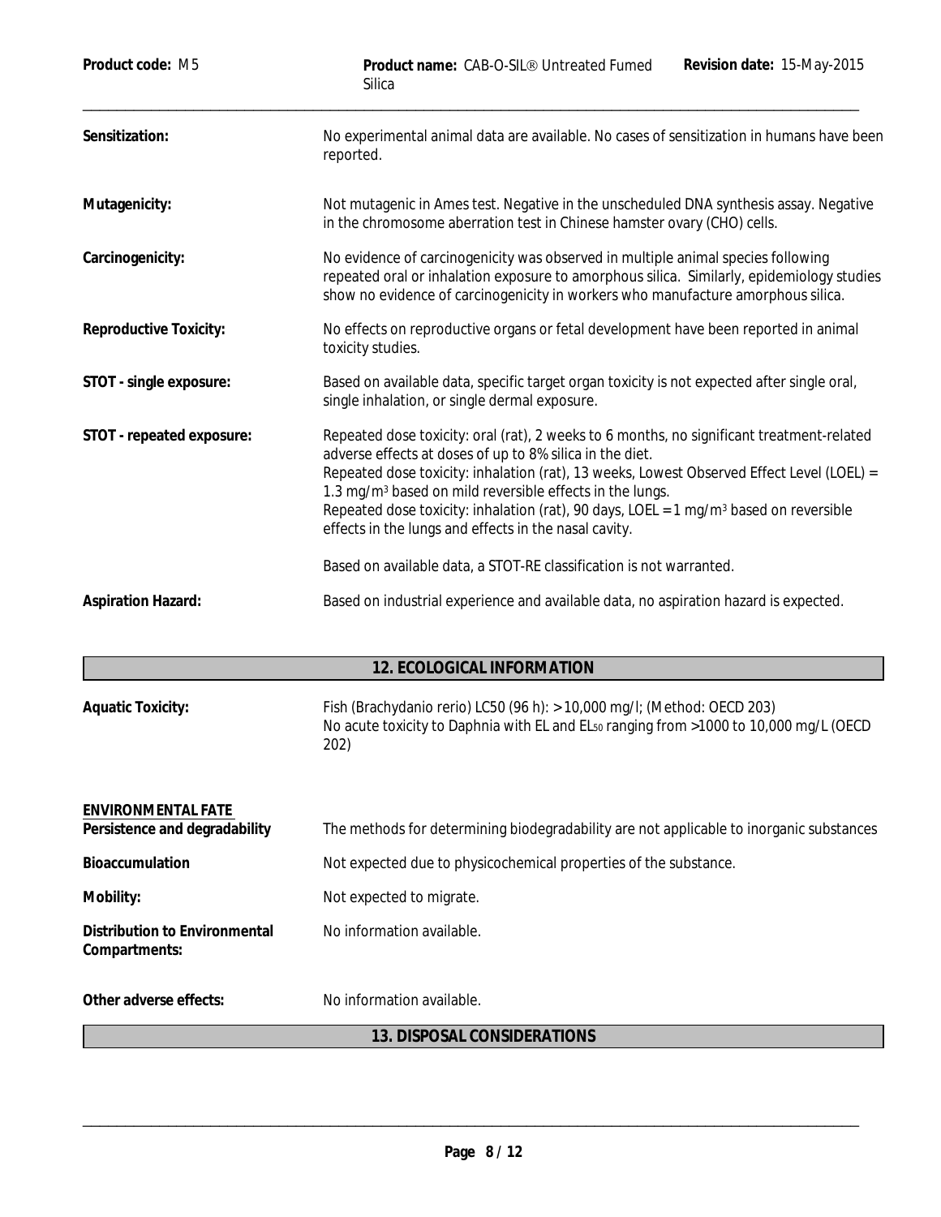**Sensitization:** No experimental animal data are available. No cases of sensitization in humans have been reported.

**Mutagenicity:** Not mutagenic in Ames test. Negative in the unscheduled DNA synthesis assay. Negative in the chromosome aberration test in Chinese hamster ovary (CHO) cells.

**Carcinogenicity:** No evidence of carcinogenicity was observed in multiple animal species following repeated oral or inhalation exposure to amorphous silica. Similarly, epidemiology studies show no evidence of carcinogenicity in workers who manufacture amorphous silica.

**Reproductive Toxicity:** No effects on reproductive organs or fetal development have been reported in animal toxicity studies.

**STOT - single exposure:** Based on available data, specific target organ toxicity is not expected after single oral, single inhalation, or single dermal exposure.

**STOT - repeated exposure:** Repeated dose toxicity: oral (rat), 2 weeks to 6 months, no significant treatment-related adverse effects at doses of up to 8% silica in the diet.
Repeated dose toxicity: inhalation (rat), 13 weeks, Lowest Observed Effect Level (LOEL) = 1.3 $mg/m^3$ based on mild reversible effects in the lungs.
Repeated dose toxicity: inhalation (rat), 90 days, LOEL = 1 $mg/m^3$ based on reversible effects in the lungs and effects in the nasal cavity.

Based on available data, a STOT-RE classification is not warranted.

**Aspiration Hazard:** Based on industrial experience and available data, no aspiration hazard is expected.

## 12. ECOLOGICAL INFORMATION

**Aquatic Toxicity:** Fish (Brachydanio rerio) LC50 (96 h): > 10,000 mg/l; (Method: OECD 203)
No acute toxicity to Daphnia with EL and $EL_{50}$ ranging from >1000 to 10,000 mg/L (OECD 202)

**ENVIRONMENTAL FATE**

**Persistence and degradability** The methods for determining biodegradability are not applicable to inorganic substances

**Bioaccumulation** Not expected due to physicochemical properties of the substance.

**Mobility:** Not expected to migrate.

**Distribution to Environmental Compartments:** No information available.

**Other adverse effects:** No information available.

## 13. DISPOSAL CONSIDERATIONS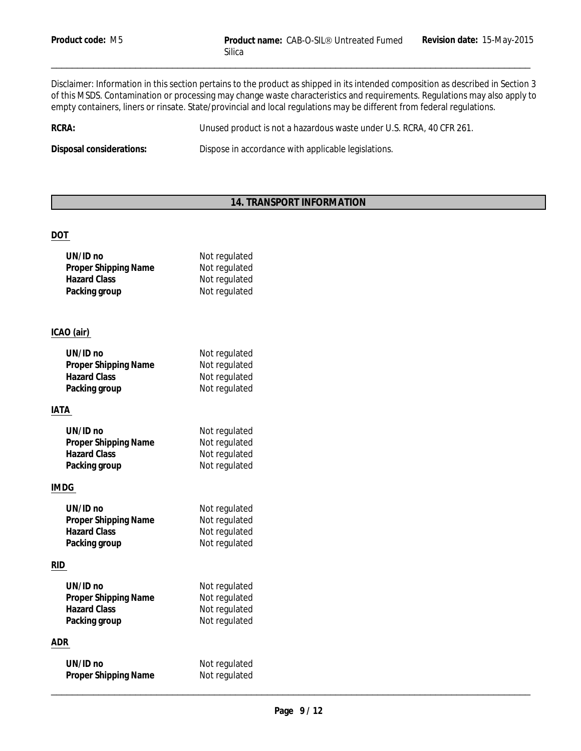Disclaimer: Information in this section pertains to the product as shipped in its intended composition as described in Section 3 of this MSDS. Contamination or processing may change waste characteristics and requirements. Regulations may also apply to empty containers, liners or rinsate. State/provincial and local regulations may be different from federal regulations.

**RCRA:** Unused product is not a hazardous waste under U.S. RCRA, 40 CFR 261.

**Disposal considerations:** Dispose in accordance with applicable legislations.

## 14. TRANSPORT INFORMATION

**DOT**

| | |
|---|---|
| **UN/ID no** | Not regulated |
| **Proper Shipping Name** | Not regulated |
| **Hazard Class** | Not regulated |
| **Packing group** | Not regulated |

**ICAO (air)**

| | |
|---|---|
| **UN/ID no** | Not regulated |
| **Proper Shipping Name** | Not regulated |
| **Hazard Class** | Not regulated |
| **Packing group** | Not regulated |

**IATA**

| | |
|---|---|
| **UN/ID no** | Not regulated |
| **Proper Shipping Name** | Not regulated |
| **Hazard Class** | Not regulated |
| **Packing group** | Not regulated |

**IMDG**

| | |
|---|---|
| **UN/ID no** | Not regulated |
| **Proper Shipping Name** | Not regulated |
| **Hazard Class** | Not regulated |
| **Packing group** | Not regulated |

**RID**

| | |
|---|---|
| **UN/ID no** | Not regulated |
| **Proper Shipping Name** | Not regulated |
| **Hazard Class** | Not regulated |
| **Packing group** | Not regulated |

**ADR**

| | |
|---|---|
| **UN/ID no** | Not regulated |
| **Proper Shipping Name** | Not regulated |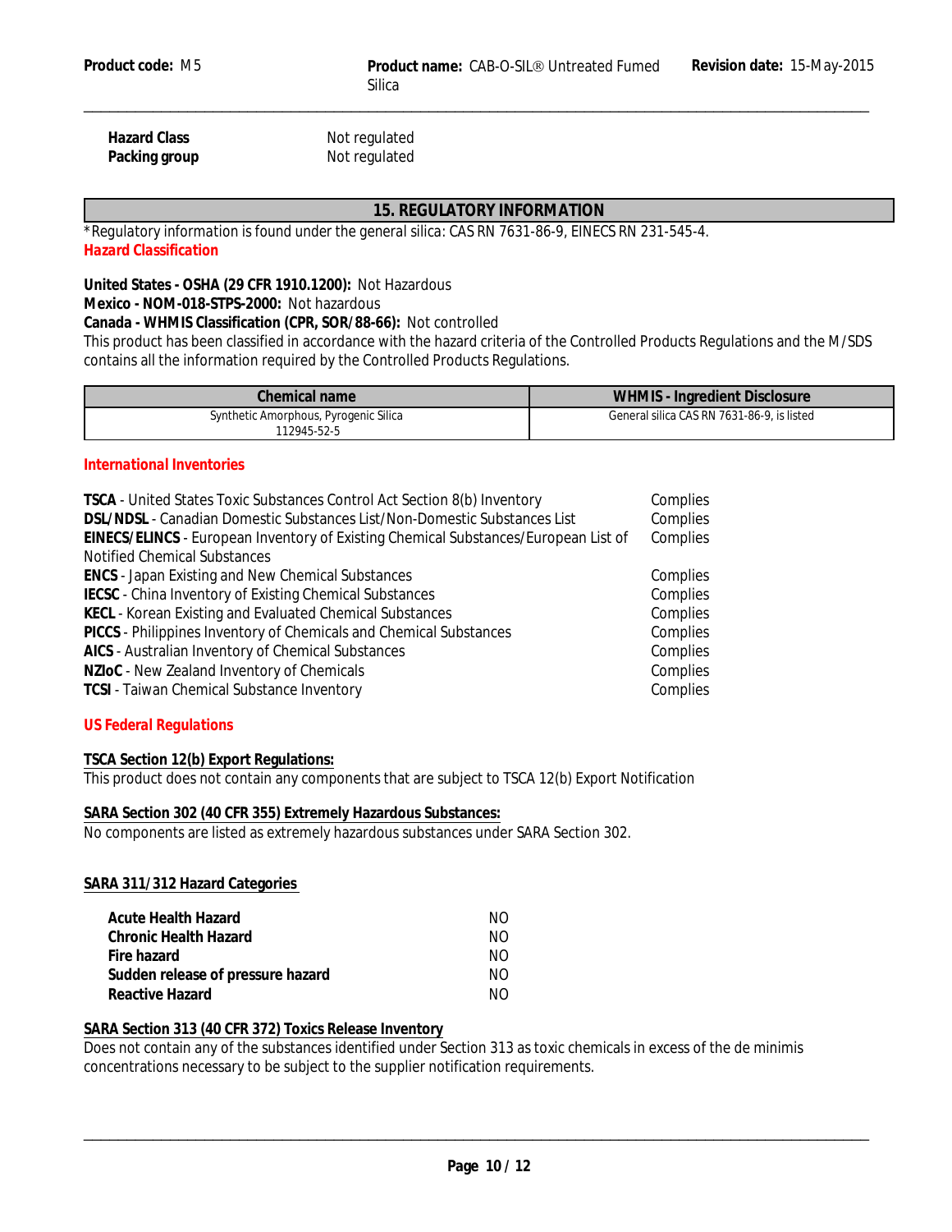| | |
|---|---|
| **Hazard Class** | Not regulated |
| **Packing group** | Not regulated |

## 15. REGULATORY INFORMATION

*Regulatory information is found under the general silica: CAS RN 7631-86-9, EINECS RN 231-545-4.

### Hazard Classification

**United States - OSHA (29 CFR 1910.1200):** Not Hazardous
**Mexico - NOM-018-STPS-2000:** Not hazardous
**Canada - WHMIS Classification (CPR, SOR/88-66):** Not controlled
This product has been classified in accordance with the hazard criteria of the Controlled Products Regulations and the M/SDS contains all the information required by the Controlled Products Regulations.

| Chemical name | WHMIS - Ingredient Disclosure |
|---|---|
| Synthetic Amorphous, Pyrogenic Silica 112945-52-5 | General silica CAS RN 7631-86-9, is listed |

### International Inventories

| | |
|---|---|
| **TSCA** - United States Toxic Substances Control Act Section 8(b) Inventory | Complies |
| **DSL/NDSL** - Canadian Domestic Substances List/Non-Domestic Substances List | Complies |
| **EINECS/ELINCS** - European Inventory of Existing Chemical Substances/European List of Notified Chemical Substances | Complies |
| **ENCS** - Japan Existing and New Chemical Substances | Complies |
| **IECSC** - China Inventory of Existing Chemical Substances | Complies |
| **KECL** - Korean Existing and Evaluated Chemical Substances | Complies |
| **PICCS** - Philippines Inventory of Chemicals and Chemical Substances | Complies |
| **AICS** - Australian Inventory of Chemical Substances | Complies |
| **NZIoC** - New Zealand Inventory of Chemicals | Complies |
| **TCSI** - Taiwan Chemical Substance Inventory | Complies |

### US Federal Regulations

**TSCA Section 12(b) Export Regulations:**
This product does not contain any components that are subject to TSCA 12(b) Export Notification

**SARA Section 302 (40 CFR 355) Extremely Hazardous Substances:**
No components are listed as extremely hazardous substances under SARA Section 302.

**SARA 311/312 Hazard Categories**

| | |
|---|---|
| **Acute Health Hazard** | NO |
| **Chronic Health Hazard** | NO |
| **Fire hazard** | NO |
| **Sudden release of pressure hazard** | NO |
| **Reactive Hazard** | NO |

**SARA Section 313 (40 CFR 372) Toxics Release Inventory**
Does not contain any of the substances identified under Section 313 as toxic chemicals in excess of the de minimis concentrations necessary to be subject to the supplier notification requirements.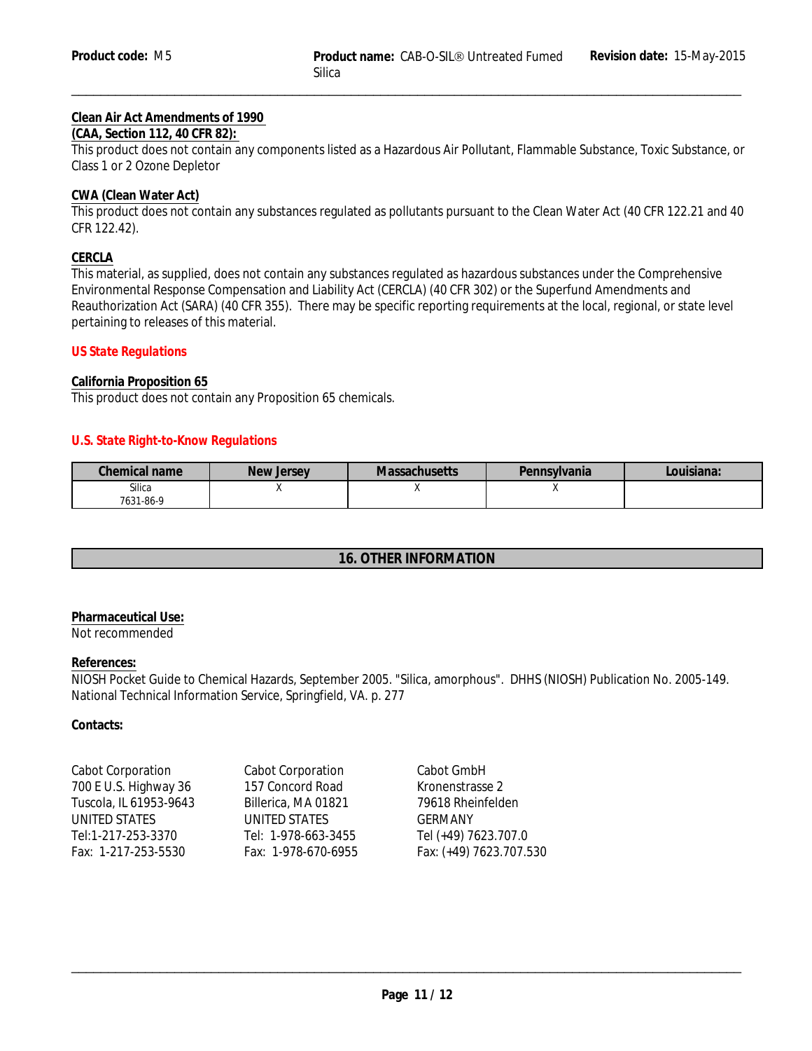**Clean Air Act Amendments of 1990**
**(CAA, Section 112, 40 CFR 82):**
This product does not contain any components listed as a Hazardous Air Pollutant, Flammable Substance, Toxic Substance, or Class 1 or 2 Ozone Depletor

**CWA (Clean Water Act)**
This product does not contain any substances regulated as pollutants pursuant to the Clean Water Act (40 CFR 122.21 and 40 CFR 122.42).

**CERCLA**
This material, as supplied, does not contain any substances regulated as hazardous substances under the Comprehensive Environmental Response Compensation and Liability Act (CERCLA) (40 CFR 302) or the Superfund Amendments and Reauthorization Act (SARA) (40 CFR 355). There may be specific reporting requirements at the local, regional, or state level pertaining to releases of this material.

**US State Regulations**

**California Proposition 65**
This product does not contain any Proposition 65 chemicals.

**U.S. State Right-to-Know Regulations**

| Chemical name | New Jersey | Massachusetts | Pennsylvania | Louisiana: |
|---|---|---|---|---|
| Silica 7631-86-9 | X | X | X | |

## 16. OTHER INFORMATION

**Pharmaceutical Use:**
Not recommended

**References:**
NIOSH Pocket Guide to Chemical Hazards, September 2005. "Silica, amorphous". DHHS (NIOSH) Publication No. 2005-149. National Technical Information Service, Springfield, VA. p. 277

**Contacts:**

Cabot Corporation
700 E U.S. Highway 36
Tuscola, IL 61953-9643
UNITED STATES
Tel:1-217-253-3370
Fax: 1-217-253-5530

Cabot Corporation
157 Concord Road
Billerica, MA 01821
UNITED STATES
Tel: 1-978-663-3455
Fax: 1-978-670-6955

Cabot GmbH
Kronenstrasse 2
79618 Rheinfelden
GERMANY
Tel (+49) 7623.707.0
Fax: (+49) 7623.707.530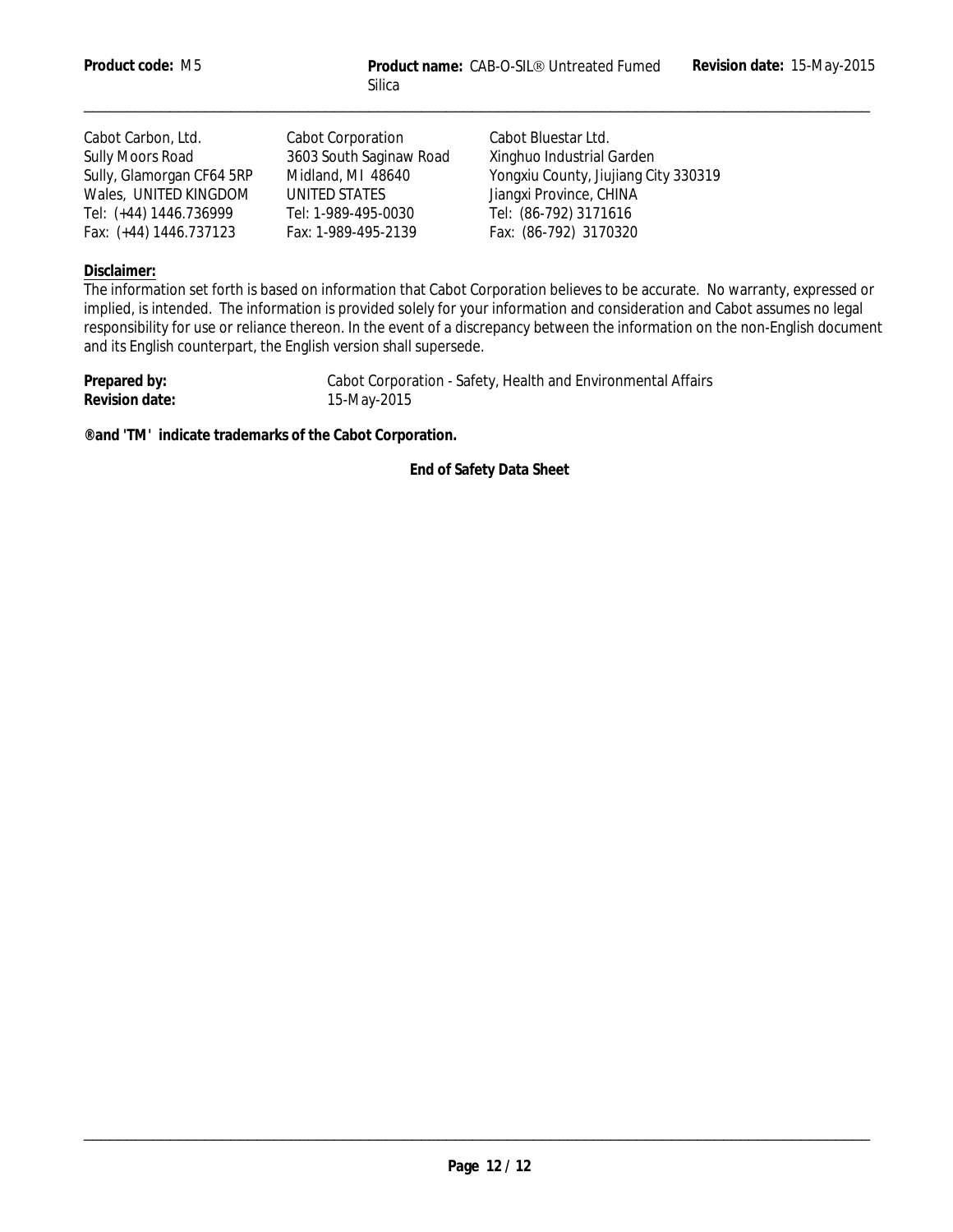| | | |
|---|---|---|
| Cabot Carbon, Ltd. | Cabot Corporation | Cabot Bluestar Ltd. |
| Sully Moors Road | 3603 South Saginaw Road | Xinghuo Industrial Garden |
| Sully, Glamorgan CF64 5RP | Midland, MI 48640 | Yongxiu County, Jiujiang City 330319 |
| Wales, UNITED KINGDOM | UNITED STATES | Jiangxi Province, CHINA |
| Tel: (+44) 1446.736999 | Tel: 1-989-495-0030 | Tel: (86-792) 3171616 |
| Fax: (+44) 1446.737123 | Fax: 1-989-495-2139 | Fax: (86-792) 3170320 |

**Disclaimer:**

The information set forth is based on information that Cabot Corporation believes to be accurate. No warranty, expressed or implied, is intended. The information is provided solely for your information and consideration and Cabot assumes no legal responsibility for use or reliance thereon. In the event of a discrepancy between the information on the non-English document and its English counterpart, the English version shall supersede.

**Prepared by:** Cabot Corporation - Safety, Health and Environmental Affairs
**Revision date:** 15-May-2015

**® and 'TM' indicate trademarks of the Cabot Corporation.**

**End of Safety Data Sheet**